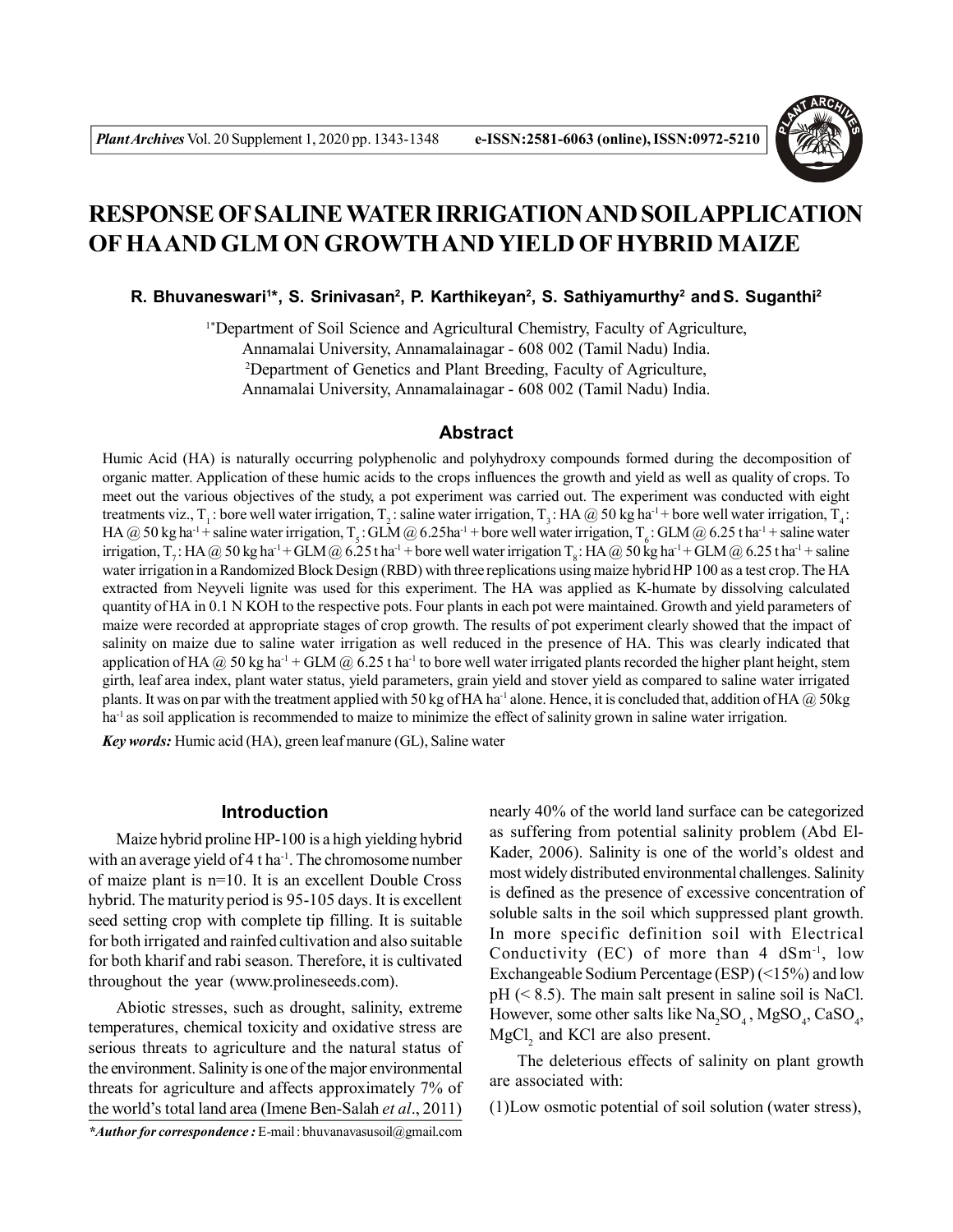# RESPONSE OF SALINE WATER IRRIGATION AND SOIL APPLICATION OF HA AND GLM ON GROWTH AND YIELD OF HYBRID MAIZE

**R. Bhuvaneswari[1]*, S. Srinivasan[2], P. Karthikeyan[2], S. Sathiyamurthy[2] and S. Suganthi[2]**

[1*]Department of Soil Science and Agricultural Chemistry, Faculty of Agriculture, Annamalai University, Annamalainagar - 608 002 (Tamil Nadu) India.
[2]Department of Genetics and Plant Breeding, Faculty of Agriculture, Annamalai University, Annamalainagar - 608 002 (Tamil Nadu) India.

## Abstract

Humic Acid (HA) is naturally occurring polyphenolic and polyhydroxy compounds formed during the decomposition of organic matter. Application of these humic acids to the crops influences the growth and yield as well as quality of crops. To meet out the various objectives of the study, a pot experiment was carried out. The experiment was conducted with eight treatments viz., $T_1$ : bore well water irrigation, $T_2$ : saline water irrigation, $T_3$ : HA @ 50 kg ha$^{-1}$ + bore well water irrigation, $T_4$ : HA @ 50 kg ha$^{-1}$ + saline water irrigation, $T_5$ : GLM @ 6.25ha$^{-1}$ + bore well water irrigation, $T_6$ : GLM @ 6.25 t ha$^{-1}$ + saline water irrigation, $T_7$ : HA @ 50 kg ha$^{-1}$ + GLM @ 6.25 t ha$^{-1}$ + bore well water irrigation $T_8$ : HA @ 50 kg ha$^{-1}$ + GLM @ 6.25 t ha$^{-1}$ + saline water irrigation in a Randomized Block Design (RBD) with three replications using maize hybrid HP 100 as a test crop. The HA extracted from Neyveli lignite was used for this experiment. The HA was applied as K-humate by dissolving calculated quantity of HA in 0.1 N KOH to the respective pots. Four plants in each pot were maintained. Growth and yield parameters of maize were recorded at appropriate stages of crop growth. The results of pot experiment clearly showed that the impact of salinity on maize due to saline water irrigation as well reduced in the presence of HA. This was clearly indicated that application of HA @ 50 kg ha$^{-1}$ + GLM @ 6.25 t ha$^{-1}$ to bore well water irrigated plants recorded the higher plant height, stem girth, leaf area index, plant water status, yield parameters, grain yield and stover yield as compared to saline water irrigated plants. It was on par with the treatment applied with 50 kg of HA ha$^{-1}$ alone. Hence, it is concluded that, addition of HA @ 50kg ha$^{-1}$ as soil application is recommended to maize to minimize the effect of salinity grown in saline water irrigation.

***Key words:*** Humic acid (HA), green leaf manure (GL), Saline water

## Introduction

Maize hybrid proline HP-100 is a high yielding hybrid with an average yield of 4 t ha$^{-1}$. The chromosome number of maize plant is n=10. It is an excellent Double Cross hybrid. The maturity period is 95-105 days. It is excellent seed setting crop with complete tip filling. It is suitable for both irrigated and rainfed cultivation and also suitable for both kharif and rabi season. Therefore, it is cultivated throughout the year (www.prolineseeds.com).

Abiotic stresses, such as drought, salinity, extreme temperatures, chemical toxicity and oxidative stress are serious threats to agriculture and the natural status of the environment. Salinity is one of the major environmental threats for agriculture and affects approximately 7% of the world's total land area (Imene Ben-Salah *et al*., 2011) nearly 40% of the world land surface can be categorized as suffering from potential salinity problem (Abd El-Kader, 2006). Salinity is one of the world's oldest and most widely distributed environmental challenges. Salinity is defined as the presence of excessive concentration of soluble salts in the soil which suppressed plant growth. In more specific definition soil with Electrical Conductivity (EC) of more than 4 dSm$^{-1}$, low Exchangeable Sodium Percentage (ESP) (<15%) and low pH (< 8.5). The main salt present in saline soil is NaCl. However, some other salts like $Na_2SO_4$ , $MgSO_4$, $CaSO_4$, $MgCl_2$ and KCl are also present.

The deleterious effects of salinity on plant growth are associated with:

(1)Low osmotic potential of soil solution (water stress),

*\*Author for correspondence :* E-mail : bhuvanavasusoil@gmail.com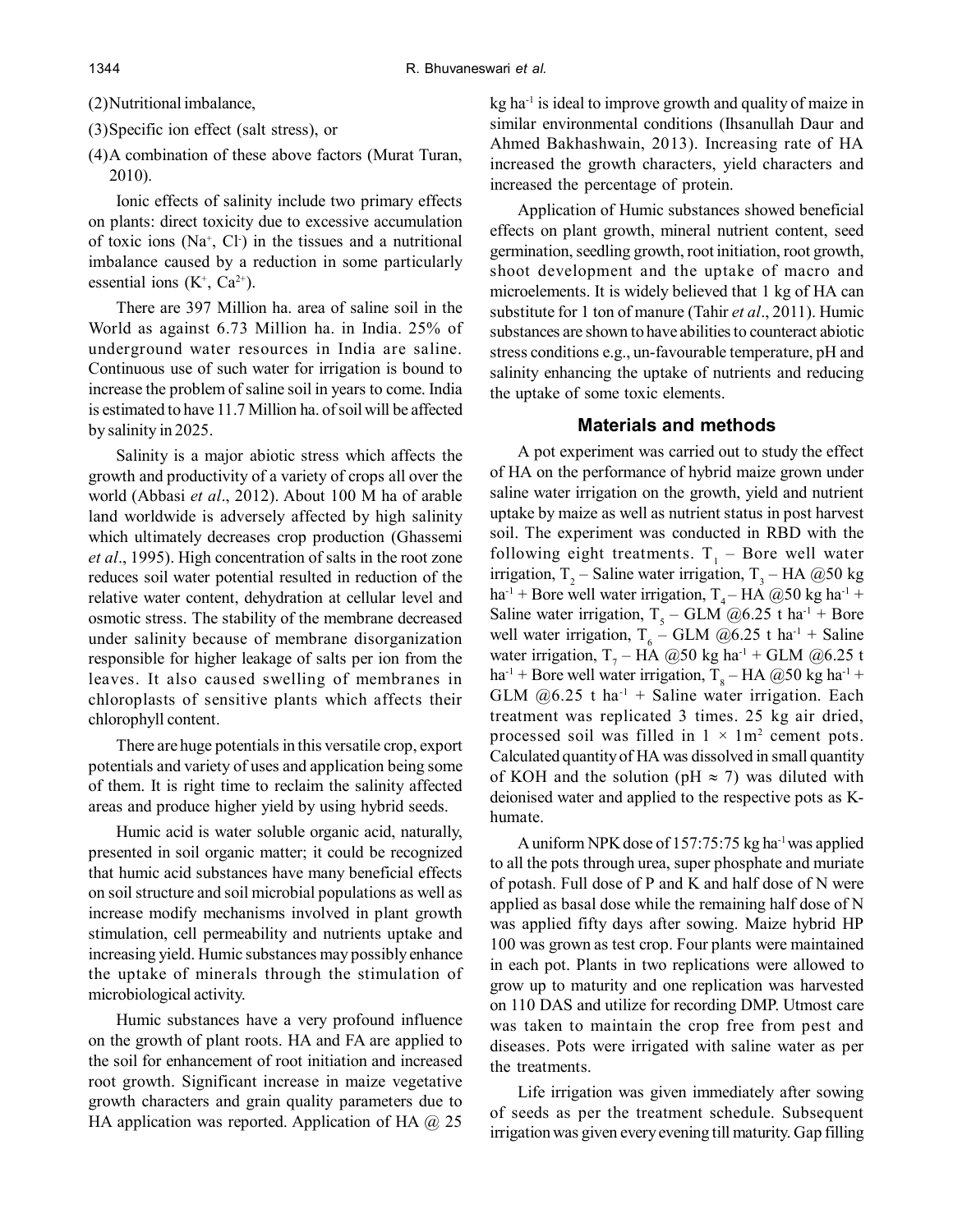(2) Nutritional imbalance,

(3) Specific ion effect (salt stress), or

(4) A combination of these above factors (Murat Turan, 2010).

Ionic effects of salinity include two primary effects on plants: direct toxicity due to excessive accumulation of toxic ions ($Na^+$, $Cl^-$) in the tissues and a nutritional imbalance caused by a reduction in some particularly essential ions ($K^+$, $Ca^{2+}$).

There are 397 Million ha. area of saline soil in the World as against 6.73 Million ha. in India. 25% of underground water resources in India are saline. Continuous use of such water for irrigation is bound to increase the problem of saline soil in years to come. India is estimated to have 11.7 Million ha. of soil will be affected by salinity in 2025.

Salinity is a major abiotic stress which affects the growth and productivity of a variety of crops all over the world (Abbasi *et al*., 2012). About 100 M ha of arable land worldwide is adversely affected by high salinity which ultimately decreases crop production (Ghassemi *et al*., 1995). High concentration of salts in the root zone reduces soil water potential resulted in reduction of the relative water content, dehydration at cellular level and osmotic stress. The stability of the membrane decreased under salinity because of membrane disorganization responsible for higher leakage of salts per ion from the leaves. It also caused swelling of membranes in chloroplasts of sensitive plants which affects their chlorophyll content.

There are huge potentials in this versatile crop, export potentials and variety of uses and application being some of them. It is right time to reclaim the salinity affected areas and produce higher yield by using hybrid seeds.

Humic acid is water soluble organic acid, naturally, presented in soil organic matter; it could be recognized that humic acid substances have many beneficial effects on soil structure and soil microbial populations as well as increase modify mechanisms involved in plant growth stimulation, cell permeability and nutrients uptake and increasing yield. Humic substances may possibly enhance the uptake of minerals through the stimulation of microbiological activity.

Humic substances have a very profound influence on the growth of plant roots. HA and FA are applied to the soil for enhancement of root initiation and increased root growth. Significant increase in maize vegetative growth characters and grain quality parameters due to HA application was reported. Application of HA @ 25 kg ha$^{-1}$ is ideal to improve growth and quality of maize in similar environmental conditions (Ihsanullah Daur and Ahmed Bakhashwain, 2013). Increasing rate of HA increased the growth characters, yield characters and increased the percentage of protein.

Application of Humic substances showed beneficial effects on plant growth, mineral nutrient content, seed germination, seedling growth, root initiation, root growth, shoot development and the uptake of macro and microelements. It is widely believed that 1 kg of HA can substitute for 1 ton of manure (Tahir *et al*., 2011). Humic substances are shown to have abilities to counteract abiotic stress conditions e.g., un-favourable temperature, pH and salinity enhancing the uptake of nutrients and reducing the uptake of some toxic elements.

## Materials and methods

A pot experiment was carried out to study the effect of HA on the performance of hybrid maize grown under saline water irrigation on the growth, yield and nutrient uptake by maize as well as nutrient status in post harvest soil. The experiment was conducted in RBD with the following eight treatments. $T_1$ – Bore well water irrigation, $T_2$ – Saline water irrigation, $T_3$ – HA @50 kg ha$^{-1}$ + Bore well water irrigation, $T_4$ – HA @50 kg ha$^{-1}$ + Saline water irrigation, $T_5$ – GLM @6.25 t ha$^{-1}$ + Bore well water irrigation, $T_6$ – GLM @6.25 t ha$^{-1}$ + Saline water irrigation, $T_7$ – HA @50 kg ha$^{-1}$ + GLM @6.25 t ha$^{-1}$ + Bore well water irrigation, $T_8$ – HA @50 kg ha$^{-1}$ + GLM @6.25 t ha$^{-1}$ + Saline water irrigation. Each treatment was replicated 3 times. 25 kg air dried, processed soil was filled in $1 \times 1m^2$ cement pots. Calculated quantity of HA was dissolved in small quantity of KOH and the solution (pH $\approx$ 7) was diluted with deionised water and applied to the respective pots as K-humate.

A uniform NPK dose of 157:75:75 kg ha$^{-1}$ was applied to all the pots through urea, super phosphate and muriate of potash. Full dose of P and K and half dose of N were applied as basal dose while the remaining half dose of N was applied fifty days after sowing. Maize hybrid HP 100 was grown as test crop. Four plants were maintained in each pot. Plants in two replications were allowed to grow up to maturity and one replication was harvested on 110 DAS and utilize for recording DMP. Utmost care was taken to maintain the crop free from pest and diseases. Pots were irrigated with saline water as per the treatments.

Life irrigation was given immediately after sowing of seeds as per the treatment schedule. Subsequent irrigation was given every evening till maturity. Gap filling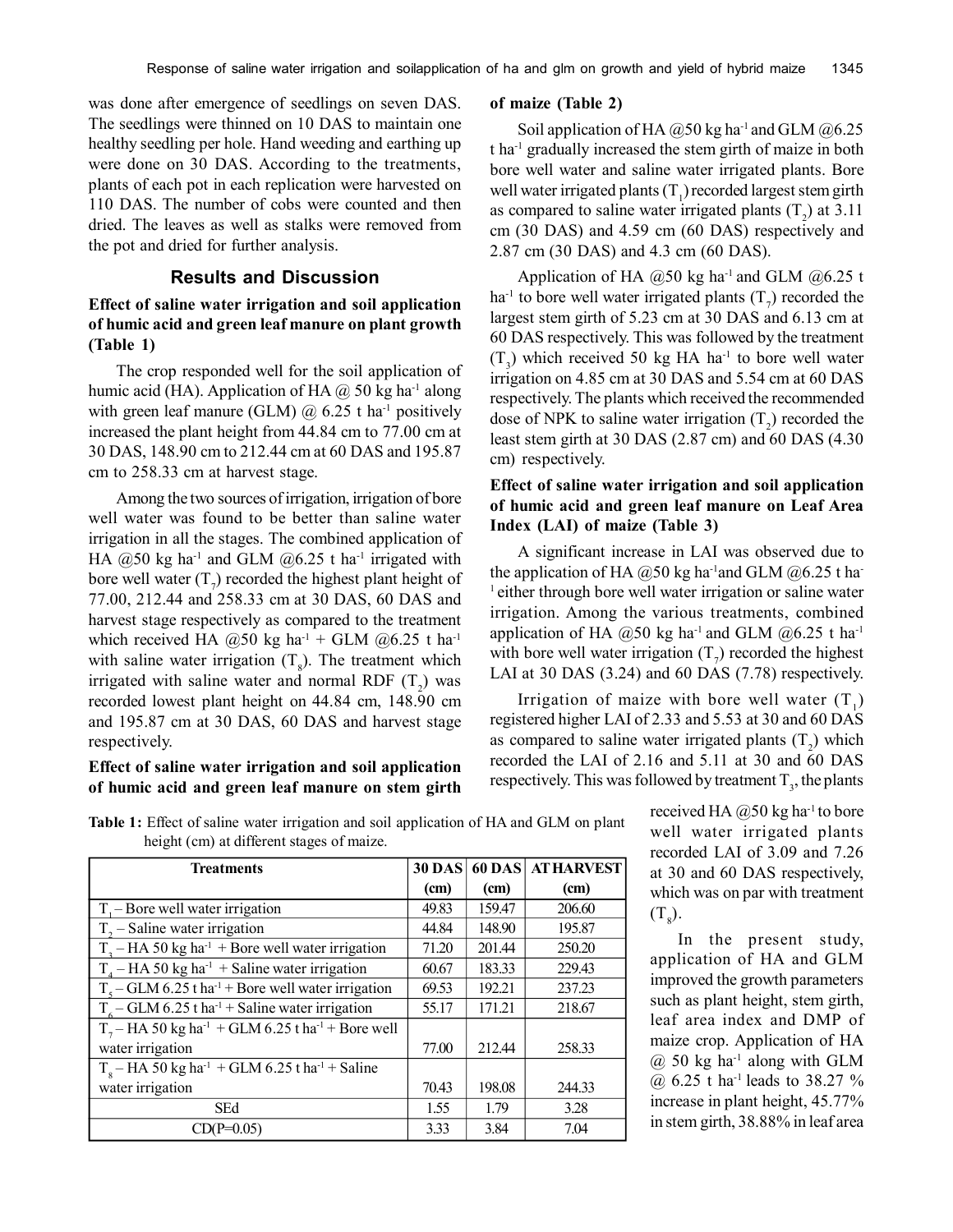was done after emergence of seedlings on seven DAS. The seedlings were thinned on 10 DAS to maintain one healthy seedling per hole. Hand weeding and earthing up were done on 30 DAS. According to the treatments, plants of each pot in each replication were harvested on 110 DAS. The number of cobs were counted and then dried. The leaves as well as stalks were removed from the pot and dried for further analysis.

## Results and Discussion

### Effect of saline water irrigation and soil application of humic acid and green leaf manure on plant growth (Table 1)

The crop responded well for the soil application of humic acid (HA). Application of HA @ 50 kg ha$^{-1}$ along with green leaf manure (GLM) @ 6.25 t ha$^{-1}$ positively increased the plant height from 44.84 cm to 77.00 cm at 30 DAS, 148.90 cm to 212.44 cm at 60 DAS and 195.87 cm to 258.33 cm at harvest stage.

Among the two sources of irrigation, irrigation of bore well water was found to be better than saline water irrigation in all the stages. The combined application of HA @50 kg ha$^{-1}$ and GLM @6.25 t ha$^{-1}$ irrigated with bore well water ($T_7$) recorded the highest plant height of 77.00, 212.44 and 258.33 cm at 30 DAS, 60 DAS and harvest stage respectively as compared to the treatment which received HA @50 kg ha$^{-1}$ + GLM @6.25 t ha$^{-1}$ with saline water irrigation ($T_8$). The treatment which irrigated with saline water and normal RDF ($T_2$) was recorded lowest plant height on 44.84 cm, 148.90 cm and 195.87 cm at 30 DAS, 60 DAS and harvest stage respectively.

### Effect of saline water irrigation and soil application of humic acid and green leaf manure on stem girth of maize (Table 2)

Soil application of HA @50 kg ha$^{-1}$ and GLM @6.25 t ha$^{-1}$ gradually increased the stem girth of maize in both bore well water and saline water irrigated plants. Bore well water irrigated plants ($T_1$) recorded largest stem girth as compared to saline water irrigated plants ($T_2$) at 3.11 cm (30 DAS) and 4.59 cm (60 DAS) respectively and 2.87 cm (30 DAS) and 4.3 cm (60 DAS).

Application of HA @50 kg ha$^{-1}$ and GLM @6.25 t ha$^{-1}$ to bore well water irrigated plants ($T_7$) recorded the largest stem girth of 5.23 cm at 30 DAS and 6.13 cm at 60 DAS respectively. This was followed by the treatment ($T_3$) which received 50 kg HA ha$^{-1}$ to bore well water irrigation on 4.85 cm at 30 DAS and 5.54 cm at 60 DAS respectively. The plants which received the recommended dose of NPK to saline water irrigation ($T_2$) recorded the least stem girth at 30 DAS (2.87 cm) and 60 DAS (4.30 cm) respectively.

### Effect of saline water irrigation and soil application of humic acid and green leaf manure on Leaf Area Index (LAI) of maize (Table 3)

A significant increase in LAI was observed due to the application of HA @50 kg ha$^{-1}$and GLM @6.25 t ha$^{-1}$ either through bore well water irrigation or saline water irrigation. Among the various treatments, combined application of HA @50 kg ha$^{-1}$ and GLM @6.25 t ha$^{-1}$ with bore well water irrigation ($T_7$) recorded the highest LAI at 30 DAS (3.24) and 60 DAS (7.78) respectively.

Irrigation of maize with bore well water ($T_1$) registered higher LAI of 2.33 and 5.53 at 30 and 60 DAS as compared to saline water irrigated plants ($T_2$) which recorded the LAI of 2.16 and 5.11 at 30 and 60 DAS respectively. This was followed by treatment $T_3$, the plants received HA @50 kg ha$^{-1}$ to bore well water irrigated plants recorded LAI of 3.09 and 7.26 at 30 and 60 DAS respectively, which was on par with treatment ($T_8$).

In the present study, application of HA and GLM improved the growth parameters such as plant height, stem girth, leaf area index and DMP of maize crop. Application of HA @ 50 kg ha$^{-1}$ along with GLM @ 6.25 t ha$^{-1}$ leads to 38.27 % increase in plant height, 45.77% in stem girth, 38.88% in leaf area

**Table 1:** Effect of saline water irrigation and soil application of HA and GLM on plant height (cm) at different stages of maize.

| Treatments | 30 DAS (cm) | 60 DAS (cm) | AT HARVEST (cm) |
|---|---|---|---|
| $T_1$ – Bore well water irrigation | 49.83 | 159.47 | 206.60 |
| $T_2$ – Saline water irrigation | 44.84 | 148.90 | 195.87 |
| $T_3$ – HA 50 kg ha$^{-1}$ + Bore well water irrigation | 71.20 | 201.44 | 250.20 |
| $T_4$ – HA 50 kg ha$^{-1}$ + Saline water irrigation | 60.67 | 183.33 | 229.43 |
| $T_5$ – GLM 6.25 t ha$^{-1}$ + Bore well water irrigation | 69.53 | 192.21 | 237.23 |
| $T_6$ – GLM 6.25 t ha$^{-1}$ + Saline water irrigation | 55.17 | 171.21 | 218.67 |
| $T_7$ – HA 50 kg ha$^{-1}$ + GLM 6.25 t ha$^{-1}$ + Bore well water irrigation | 77.00 | 212.44 | 258.33 |
| $T_8$ – HA 50 kg ha$^{-1}$ + GLM 6.25 t ha$^{-1}$ + Saline water irrigation | 70.43 | 198.08 | 244.33 |
| SEd | 1.55 | 1.79 | 3.28 |
| CD(P=0.05) | 3.33 | 3.84 | 7.04 |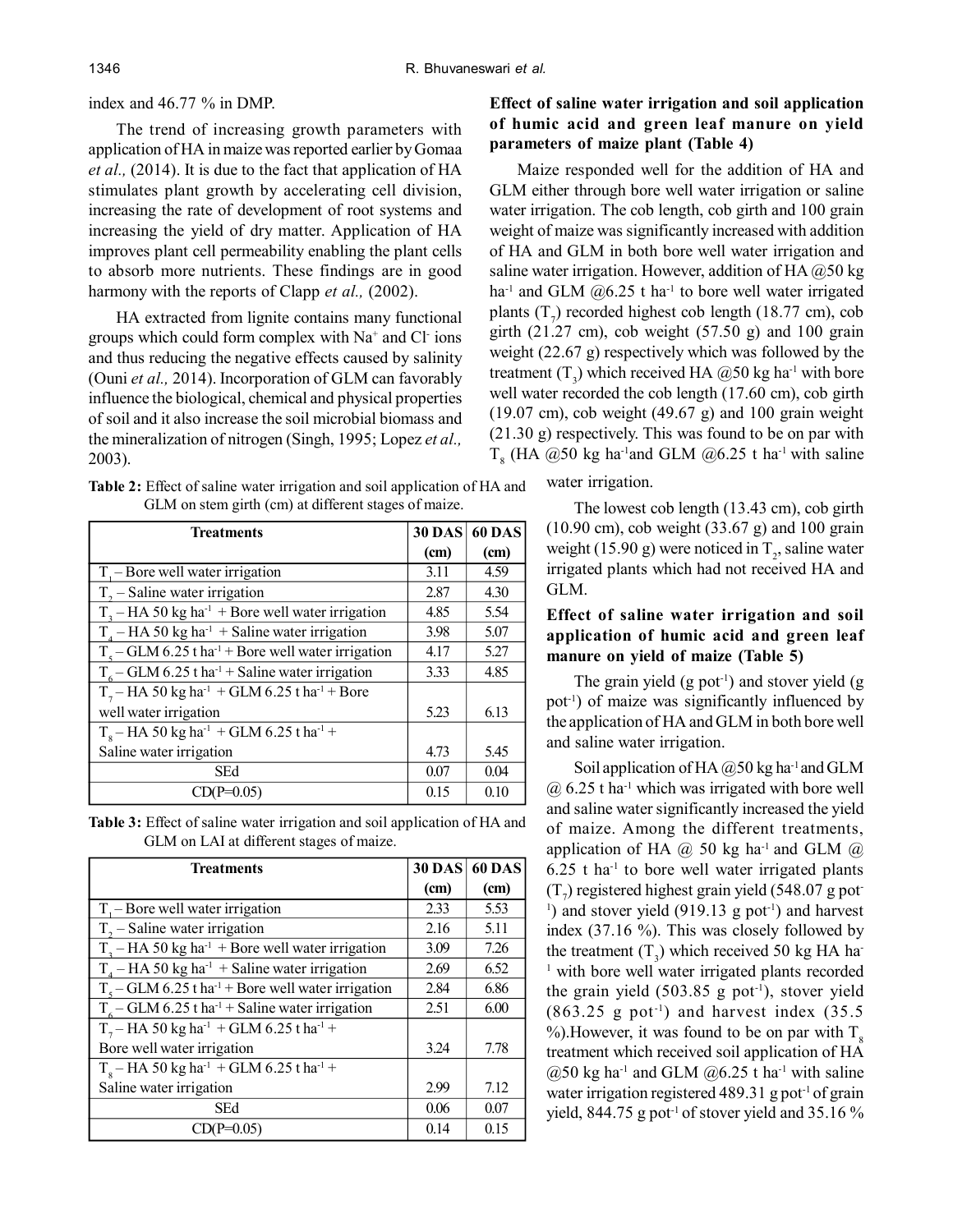index and 46.77 % in DMP.

The trend of increasing growth parameters with application of HA in maize was reported earlier by Gomaa *et al.,* (2014). It is due to the fact that application of HA stimulates plant growth by accelerating cell division, increasing the rate of development of root systems and increasing the yield of dry matter. Application of HA improves plant cell permeability enabling the plant cells to absorb more nutrients. These findings are in good harmony with the reports of Clapp *et al.,* (2002).

HA extracted from lignite contains many functional groups which could form complex with $Na^+$ and $Cl^-$ ions and thus reducing the negative effects caused by salinity (Ouni *et al.,* 2014). Incorporation of GLM can favorably influence the biological, chemical and physical properties of soil and it also increase the soil microbial biomass and the mineralization of nitrogen (Singh, 1995; Lopez *et al.,* 2003).

**Table 2:** Effect of saline water irrigation and soil application of HA and GLM on stem girth (cm) at different stages of maize.

| Treatments | 30 DAS (cm) | 60 DAS (cm) |
|---|---|---|
| $T_1$ – Bore well water irrigation | 3.11 | 4.59 |
| $T_2$ – Saline water irrigation | 2.87 | 4.30 |
| $T_3$ – HA 50 kg $ha^{-1}$ + Bore well water irrigation | 4.85 | 5.54 |
| $T_4$ – HA 50 kg $ha^{-1}$ + Saline water irrigation | 3.98 | 5.07 |
| $T_5$ – GLM 6.25 t $ha^{-1}$ + Bore well water irrigation | 4.17 | 5.27 |
| $T_6$ – GLM 6.25 t $ha^{-1}$ + Saline water irrigation | 3.33 | 4.85 |
| $T_7$ – HA 50 kg $ha^{-1}$ + GLM 6.25 t $ha^{-1}$ + Bore well water irrigation | 5.23 | 6.13 |
| $T_8$ – HA 50 kg $ha^{-1}$ + GLM 6.25 t $ha^{-1}$ + Saline water irrigation | 4.73 | 5.45 |
| SEd | 0.07 | 0.04 |
| CD(P=0.05) | 0.15 | 0.10 |

**Table 3:** Effect of saline water irrigation and soil application of HA and GLM on LAI at different stages of maize.

| Treatments | 30 DAS (cm) | 60 DAS (cm) |
|---|---|---|
| $T_1$ – Bore well water irrigation | 2.33 | 5.53 |
| $T_2$ – Saline water irrigation | 2.16 | 5.11 |
| $T_3$ – HA 50 kg $ha^{-1}$ + Bore well water irrigation | 3.09 | 7.26 |
| $T_4$ – HA 50 kg $ha^{-1}$ + Saline water irrigation | 2.69 | 6.52 |
| $T_5$ – GLM 6.25 t $ha^{-1}$ + Bore well water irrigation | 2.84 | 6.86 |
| $T_6$ – GLM 6.25 t $ha^{-1}$ + Saline water irrigation | 2.51 | 6.00 |
| $T_7$ – HA 50 kg $ha^{-1}$ + GLM 6.25 t $ha^{-1}$ + Bore well water irrigation | 3.24 | 7.78 |
| $T_8$ – HA 50 kg $ha^{-1}$ + GLM 6.25 t $ha^{-1}$ + Saline water irrigation | 2.99 | 7.12 |
| SEd | 0.06 | 0.07 |
| CD(P=0.05) | 0.14 | 0.15 |

### Effect of saline water irrigation and soil application of humic acid and green leaf manure on yield parameters of maize plant (Table 4)

Maize responded well for the addition of HA and GLM either through bore well water irrigation or saline water irrigation. The cob length, cob girth and 100 grain weight of maize was significantly increased with addition of HA and GLM in both bore well water irrigation and saline water irrigation. However, addition of HA @50 kg $ha^{-1}$ and GLM @6.25 t $ha^{-1}$ to bore well water irrigated plants ($T_7$) recorded highest cob length (18.77 cm), cob girth (21.27 cm), cob weight (57.50 g) and 100 grain weight (22.67 g) respectively which was followed by the treatment ($T_3$) which received HA @50 kg $ha^{-1}$ with bore well water recorded the cob length (17.60 cm), cob girth (19.07 cm), cob weight (49.67 g) and 100 grain weight (21.30 g) respectively. This was found to be on par with $T_8$ (HA @50 kg $ha^{-1}$and GLM @6.25 t $ha^{-1}$ with saline water irrigation.

The lowest cob length (13.43 cm), cob girth (10.90 cm), cob weight (33.67 g) and 100 grain weight (15.90 g) were noticed in $T_2$, saline water irrigated plants which had not received HA and GLM.

### Effect of saline water irrigation and soil application of humic acid and green leaf manure on yield of maize (Table 5)

The grain yield (g $pot^{-1}$) and stover yield (g $pot^{-1}$) of maize was significantly influenced by the application of HA and GLM in both bore well and saline water irrigation.

Soil application of HA @50 kg $ha^{-1}$ and GLM @ 6.25 t $ha^{-1}$ which was irrigated with bore well and saline water significantly increased the yield of maize. Among the different treatments, application of HA @ 50 kg $ha^{-1}$ and GLM @ 6.25 t $ha^{-1}$ to bore well water irrigated plants ($T_7$) registered highest grain yield (548.07 g $pot^{-1}$) and stover yield (919.13 g $pot^{-1}$) and harvest index (37.16 %). This was closely followed by the treatment ($T_3$) which received 50 kg HA $ha^{-1}$ with bore well water irrigated plants recorded the grain yield (503.85 g $pot^{-1}$), stover yield (863.25 g $pot^{-1}$) and harvest index (35.5 %).However, it was found to be on par with $T_8$ treatment which received soil application of HA @50 kg $ha^{-1}$ and GLM @6.25 t $ha^{-1}$ with saline water irrigation registered 489.31 g $pot^{-1}$ of grain yield, 844.75 g $pot^{-1}$ of stover yield and 35.16 %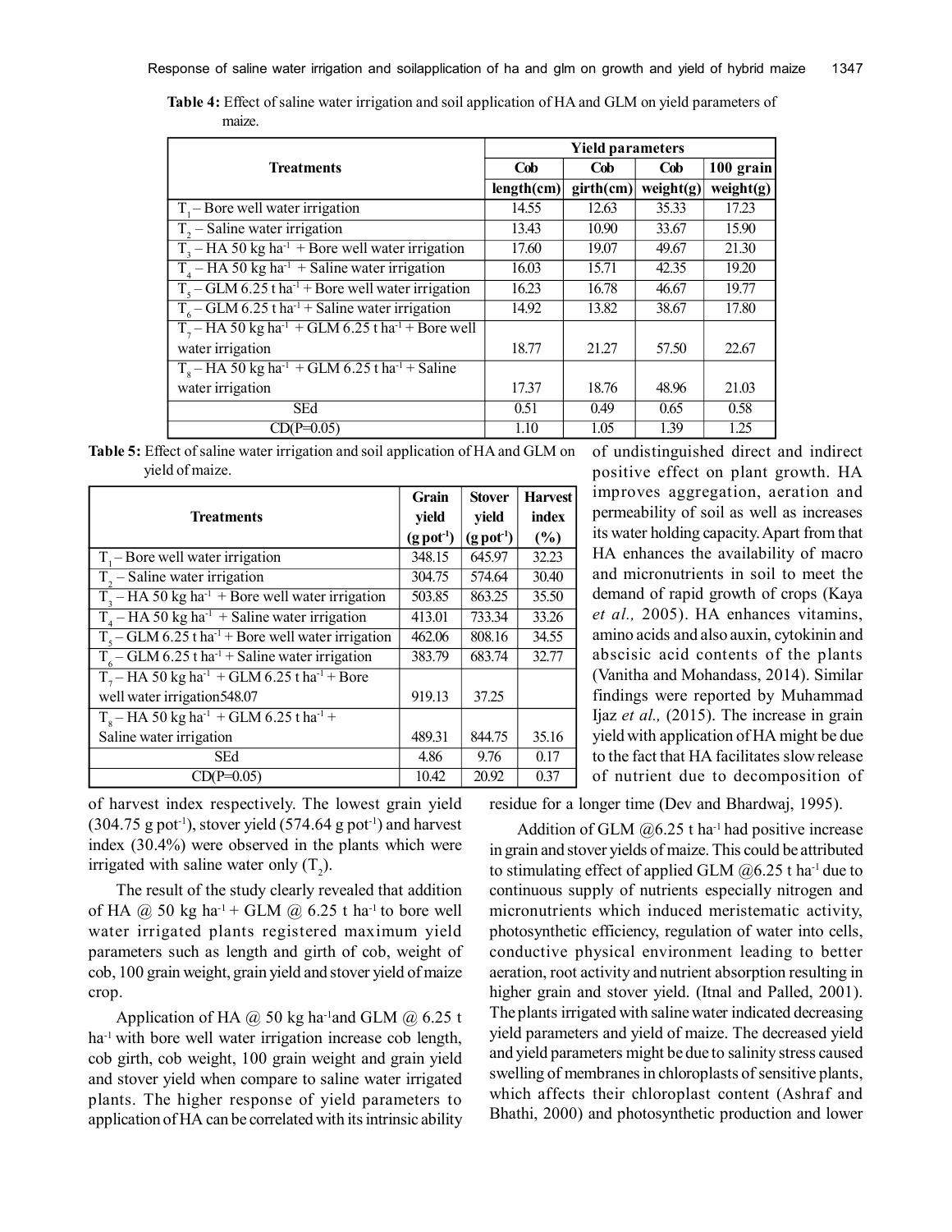**Table 4:** Effect of saline water irrigation and soil application of HA and GLM on yield parameters of maize.

| Treatments | Yield parameters | | | |
|---|---|---|---|---|
| | Cob length(cm) | Cob girth(cm) | Cob weight(g) | 100 grain weight(g) |
| $T_1$ – Bore well water irrigation | 14.55 | 12.63 | 35.33 | 17.23 |
| $T_2$ – Saline water irrigation | 13.43 | 10.90 | 33.67 | 15.90 |
| $T_3$ – HA 50 kg ha$^{-1}$ + Bore well water irrigation | 17.60 | 19.07 | 49.67 | 21.30 |
| $T_4$ – HA 50 kg ha$^{-1}$ + Saline water irrigation | 16.03 | 15.71 | 42.35 | 19.20 |
| $T_5$ – GLM 6.25 t ha$^{-1}$ + Bore well water irrigation | 16.23 | 16.78 | 46.67 | 19.77 |
| $T_6$ – GLM 6.25 t ha$^{-1}$ + Saline water irrigation | 14.92 | 13.82 | 38.67 | 17.80 |
| $T_7$ – HA 50 kg ha$^{-1}$ + GLM 6.25 t ha$^{-1}$ + Bore well water irrigation | 18.77 | 21.27 | 57.50 | 22.67 |
| $T_8$ – HA 50 kg ha$^{-1}$ + GLM 6.25 t ha$^{-1}$ + Saline water irrigation | 17.37 | 18.76 | 48.96 | 21.03 |
| SEd | 0.51 | 0.49 | 0.65 | 0.58 |
| CD(P=0.05) | 1.10 | 1.05 | 1.39 | 1.25 |

**Table 5:** Effect of saline water irrigation and soil application of HA and GLM on yield of maize.

| Treatments | Grain yield (g pot$^{-1}$) | Stover yield (g pot$^{-1}$) | Harvest index (%) |
|---|---|---|---|
| $T_1$ – Bore well water irrigation | 348.15 | 645.97 | 32.23 |
| $T_2$ – Saline water irrigation | 304.75 | 574.64 | 30.40 |
| $T_3$ – HA 50 kg ha$^{-1}$ + Bore well water irrigation | 503.85 | 863.25 | 35.50 |
| $T_4$ – HA 50 kg ha$^{-1}$ + Saline water irrigation | 413.01 | 733.34 | 33.26 |
| $T_5$ – GLM 6.25 t ha$^{-1}$ + Bore well water irrigation | 462.06 | 808.16 | 34.55 |
| $T_6$ – GLM 6.25 t ha$^{-1}$ + Saline water irrigation | 383.79 | 683.74 | 32.77 |
| $T_7$ – HA 50 kg ha$^{-1}$ + GLM 6.25 t ha$^{-1}$ + Bore well water irrigation548.07 | 919.13 | 37.25 | |
| $T_8$ – HA 50 kg ha$^{-1}$ + GLM 6.25 t ha$^{-1}$ + Saline water irrigation | 489.31 | 844.75 | 35.16 |
| SEd | 4.86 | 9.76 | 0.17 |
| CD(P=0.05) | 10.42 | 20.92 | 0.37 |

of harvest index respectively. The lowest grain yield (304.75 g pot$^{-1}$), stover yield (574.64 g pot$^{-1}$) and harvest index (30.4%) were observed in the plants which were irrigated with saline water only ($T_2$).

The result of the study clearly revealed that addition of HA @ 50 kg ha$^{-1}$ + GLM @ 6.25 t ha$^{-1}$ to bore well water irrigated plants registered maximum yield parameters such as length and girth of cob, weight of cob, 100 grain weight, grain yield and stover yield of maize crop.

Application of HA @ 50 kg ha$^{-1}$and GLM @ 6.25 t ha$^{-1}$ with bore well water irrigation increase cob length, cob girth, cob weight, 100 grain weight and grain yield and stover yield when compare to saline water irrigated plants. The higher response of yield parameters to application of HA can be correlated with its intrinsic ability of undistinguished direct and indirect positive effect on plant growth. HA improves aggregation, aeration and permeability of soil as well as increases its water holding capacity. Apart from that HA enhances the availability of macro and micronutrients in soil to meet the demand of rapid growth of crops (Kaya *et al.,* 2005). HA enhances vitamins, amino acids and also auxin, cytokinin and abscisic acid contents of the plants (Vanitha and Mohandass, 2014). Similar findings were reported by Muhammad Ijaz *et al.,* (2015). The increase in grain yield with application of HA might be due to the fact that HA facilitates slow release of nutrient due to decomposition of residue for a longer time (Dev and Bhardwaj, 1995).

Addition of GLM @6.25 t ha$^{-1}$ had positive increase in grain and stover yields of maize. This could be attributed to stimulating effect of applied GLM @6.25 t ha$^{-1}$ due to continuous supply of nutrients especially nitrogen and micronutrients which induced meristematic activity, photosynthetic efficiency, regulation of water into cells, conductive physical environment leading to better aeration, root activity and nutrient absorption resulting in higher grain and stover yield. (Itnal and Palled, 2001). The plants irrigated with saline water indicated decreasing yield parameters and yield of maize. The decreased yield and yield parameters might be due to salinity stress caused swelling of membranes in chloroplasts of sensitive plants, which affects their chloroplast content (Ashraf and Bhathi, 2000) and photosynthetic production and lower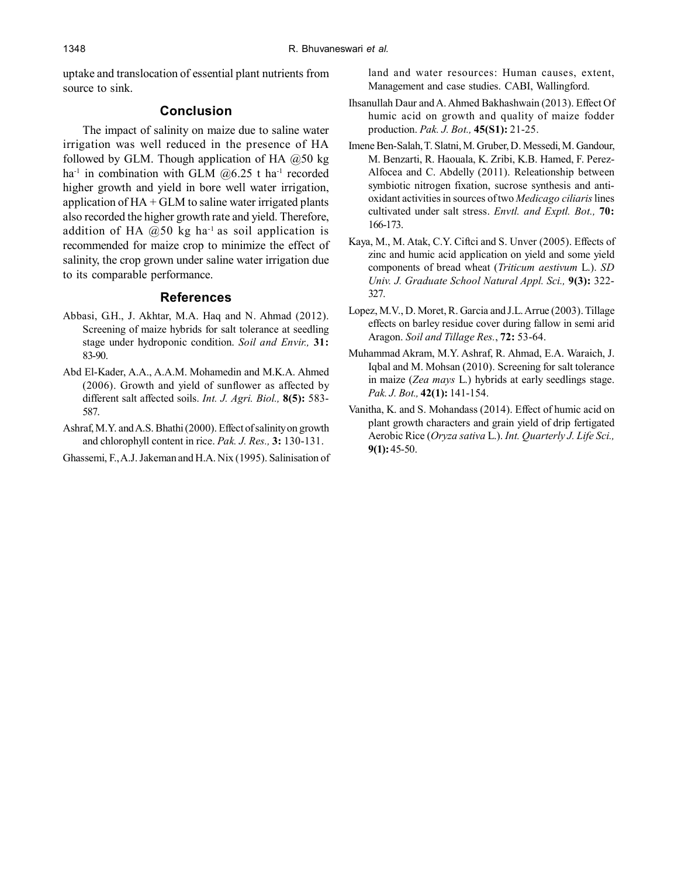uptake and translocation of essential plant nutrients from source to sink.

## Conclusion

The impact of salinity on maize due to saline water irrigation was well reduced in the presence of HA followed by GLM. Though application of HA @50 kg ha$^{-1}$ in combination with GLM @6.25 t ha$^{-1}$ recorded higher growth and yield in bore well water irrigation, application of HA + GLM to saline water irrigated plants also recorded the higher growth rate and yield. Therefore, addition of HA @50 kg ha$^{-1}$ as soil application is recommended for maize crop to minimize the effect of salinity, the crop grown under saline water irrigation due to its comparable performance.

## References

Abbasi, G.H., J. Akhtar, M.A. Haq and N. Ahmad (2012). Screening of maize hybrids for salt tolerance at seedling stage under hydroponic condition. *Soil and Envir.,* **31:** 83-90.

Abd El-Kader, A.A., A.A.M. Mohamedin and M.K.A. Ahmed (2006). Growth and yield of sunflower as affected by different salt affected soils. *Int. J. Agri. Biol.,* **8(5):** 583-587.

Ashraf, M.Y. and A.S. Bhathi (2000). Effect of salinity on growth and chlorophyll content in rice. *Pak. J. Res.,* **3:** 130-131.

Ghassemi, F., A.J. Jakeman and H.A. Nix (1995). Salinisation of land and water resources: Human causes, extent, Management and case studies. CABI, Wallingford.

Ihsanullah Daur and A. Ahmed Bakhashwain (2013). Effect Of humic acid on growth and quality of maize fodder production. *Pak. J. Bot.,* **45(S1):** 21-25.

Imene Ben-Salah, T. Slatni, M. Gruber, D. Messedi, M. Gandour, M. Benzarti, R. Haouala, K. Zribi, K.B. Hamed, F. Perez-Alfocea and C. Abdelly (2011). Releationship between symbiotic nitrogen fixation, sucrose synthesis and anti-oxidant activities in sources of two *Medicago ciliaris* lines cultivated under salt stress. *Envtl. and Exptl. Bot.,* **70:** 166-173.

Kaya, M., M. Atak, C.Y. Ciftci and S. Unver (2005). Effects of zinc and humic acid application on yield and some yield components of bread wheat (*Triticum aestivum* L.). *SD Univ. J. Graduate School Natural Appl. Sci.,* **9(3):** 322-327.

Lopez, M.V., D. Moret, R. Garcia and J.L. Arrue (2003). Tillage effects on barley residue cover during fallow in semi arid Aragon. *Soil and Tillage Res.*, **72:** 53-64.

Muhammad Akram, M.Y. Ashraf, R. Ahmad, E.A. Waraich, J. Iqbal and M. Mohsan (2010). Screening for salt tolerance in maize (*Zea mays* L.) hybrids at early seedlings stage. *Pak. J. Bot.,* **42(1):** 141-154.

Vanitha, K. and S. Mohandass (2014). Effect of humic acid on plant growth characters and grain yield of drip fertigated Aerobic Rice (*Oryza sativa* L.). *Int. Quarterly J. Life Sci.,* **9(1):** 45-50.